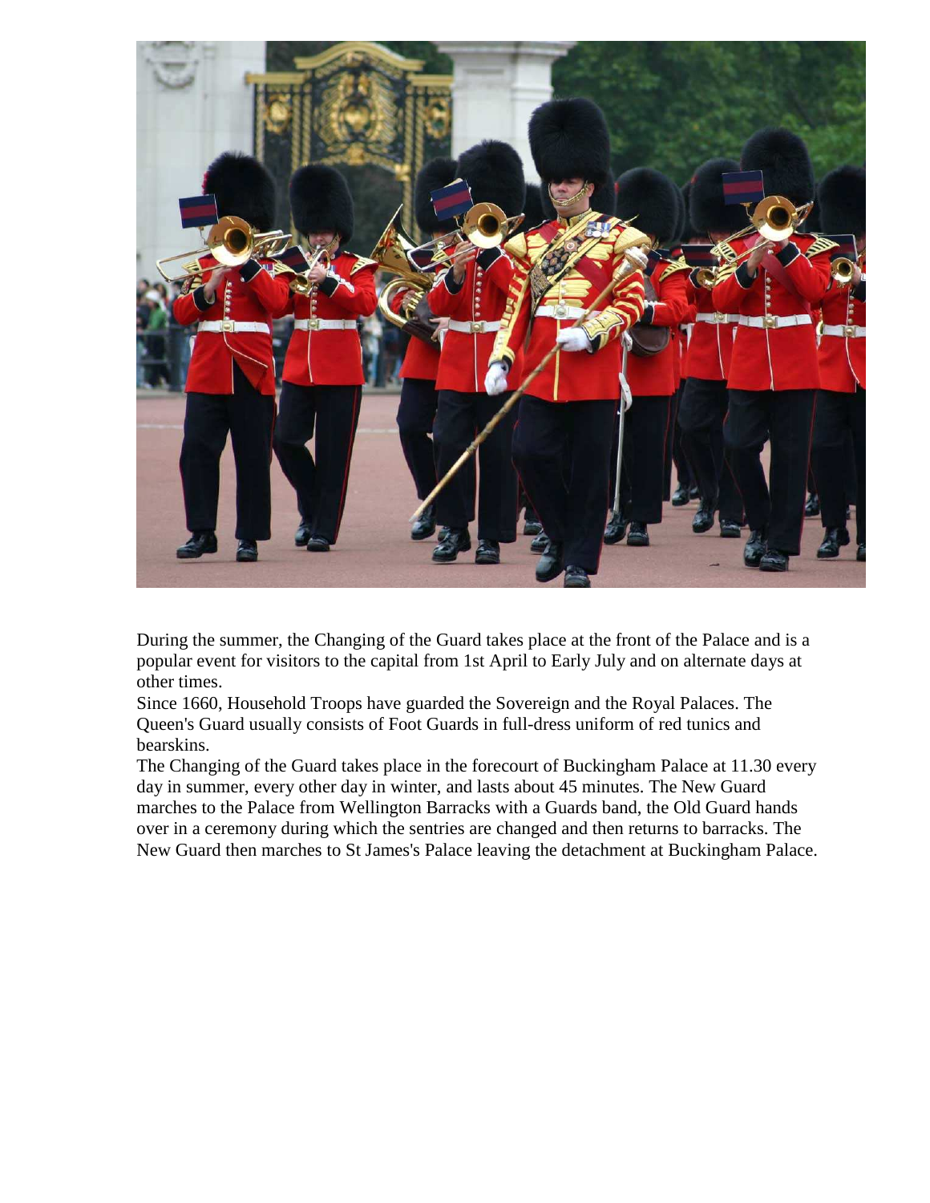During the summer, the Changing of the Guard takes place at the front of the Palace and is a popular event for visitors to the capital from 1st April to Early July and on alternate days at other times.

Since 1660, Household Troops have guarded the Sovereign and the Royal Palaces. The Queen's Guard usually consists of Foot Guards in full-dress uniform of red tunics and bearskins.

The Changing of the Guard takes place in the forecourt of Buckingham Palace at 11.30 every day in summer, every other day in winter, and lasts about 45 minutes. The New Guard marches to the Palace from Wellington Barracks with a Guards band, the Old Guard hands over in a ceremony during which the sentries are changed and then returns to barracks. The New Guard then marches to St James's Palace leaving the detachment at Buckingham Palace.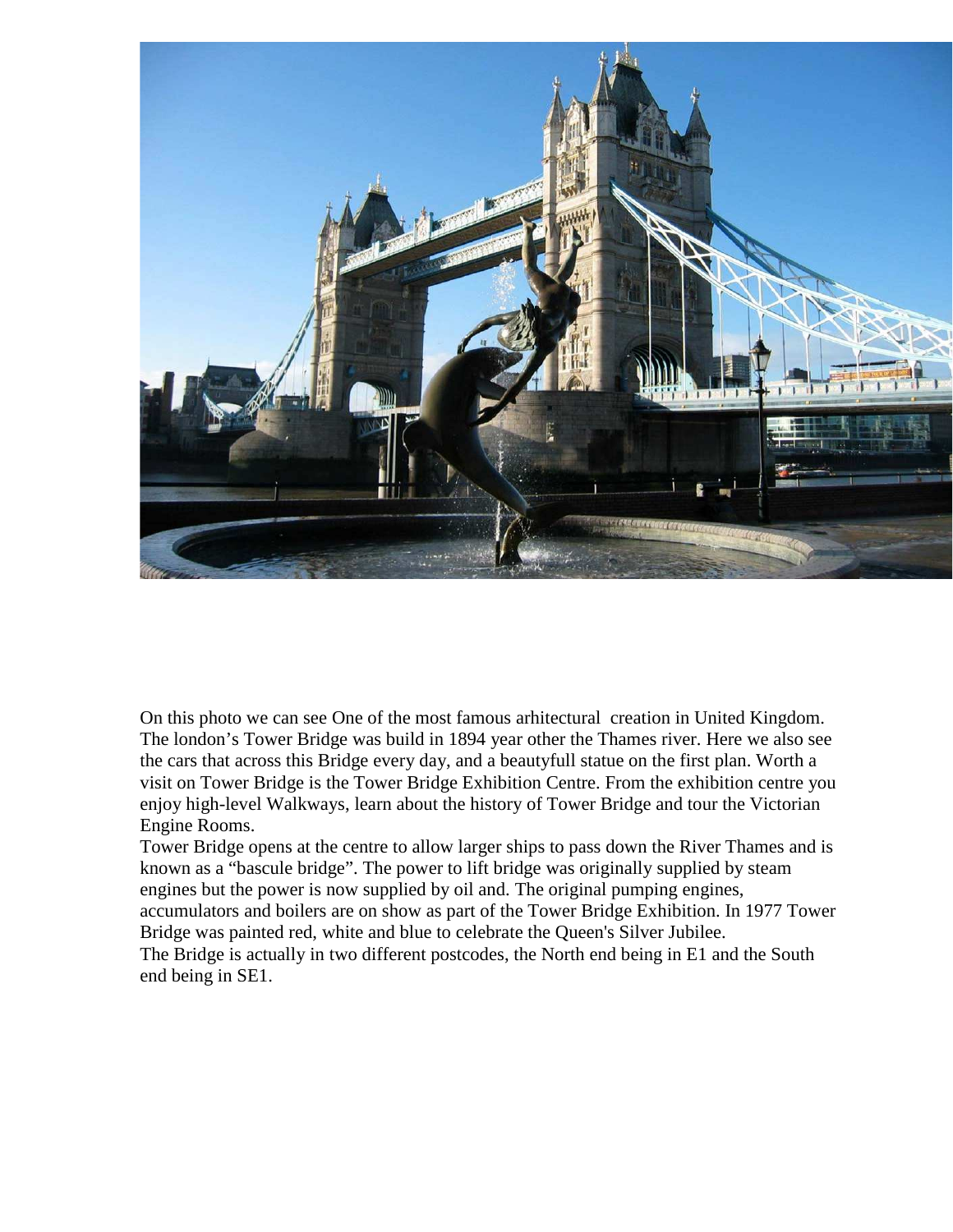On this photo we can see One of the most famous arhitectural creation in United Kingdom. The london's Tower Bridge was build in 1894 year other the Thames river. Here we also see the cars that across this Bridge every day, and a beautyfull statue on the first plan. Worth a visit on Tower Bridge is the Tower Bridge Exhibition Centre. From the exhibition centre you enjoy high-level Walkways, learn about the history of Tower Bridge and tour the Victorian Engine Rooms.

Tower Bridge opens at the centre to allow larger ships to pass down the River Thames and is known as a "bascule bridge". The power to lift bridge was originally supplied by steam engines but the power is now supplied by oil and. The original pumping engines, accumulators and boilers are on show as part of the Tower Bridge Exhibition. In 1977 Tower Bridge was painted red, white and blue to celebrate the Queen's Silver Jubilee.

The Bridge is actually in two different postcodes, the North end being in E1 and the South end being in SE1.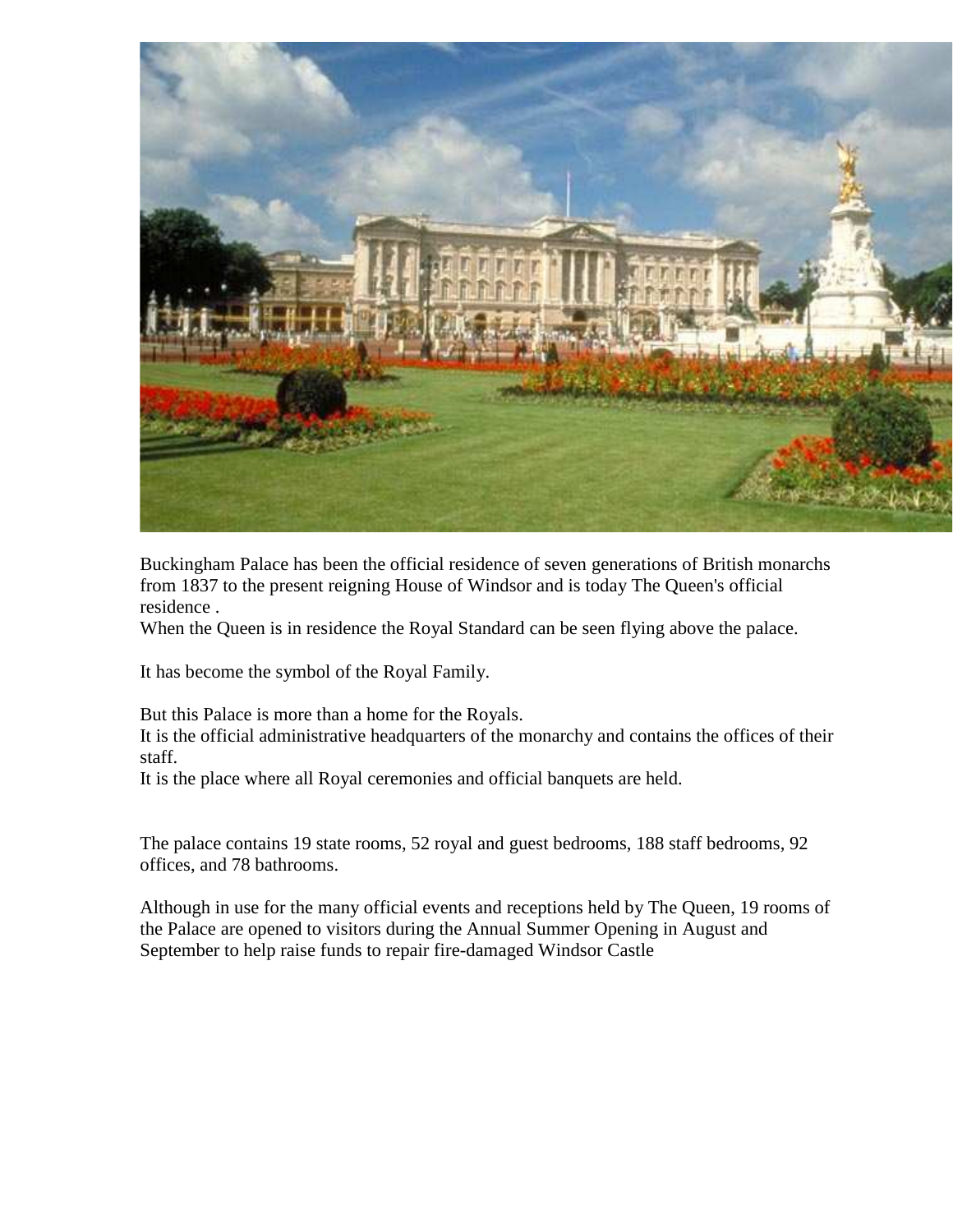Buckingham Palace has been the official residence of seven generations of British monarchs from 1837 to the present reigning House of Windsor and is today The Queen's official residence .

When the Queen is in residence the Royal Standard can be seen flying above the palace.

It has become the symbol of the Royal Family.

But this Palace is more than a home for the Royals.

It is the official administrative headquarters of the monarchy and contains the offices of their staff.

It is the place where all Royal ceremonies and official banquets are held.

The palace contains 19 state rooms, 52 royal and guest bedrooms, 188 staff bedrooms, 92 offices, and 78 bathrooms.

Although in use for the many official events and receptions held by The Queen, 19 rooms of the Palace are opened to visitors during the Annual Summer Opening in August and September to help raise funds to repair fire-damaged Windsor Castle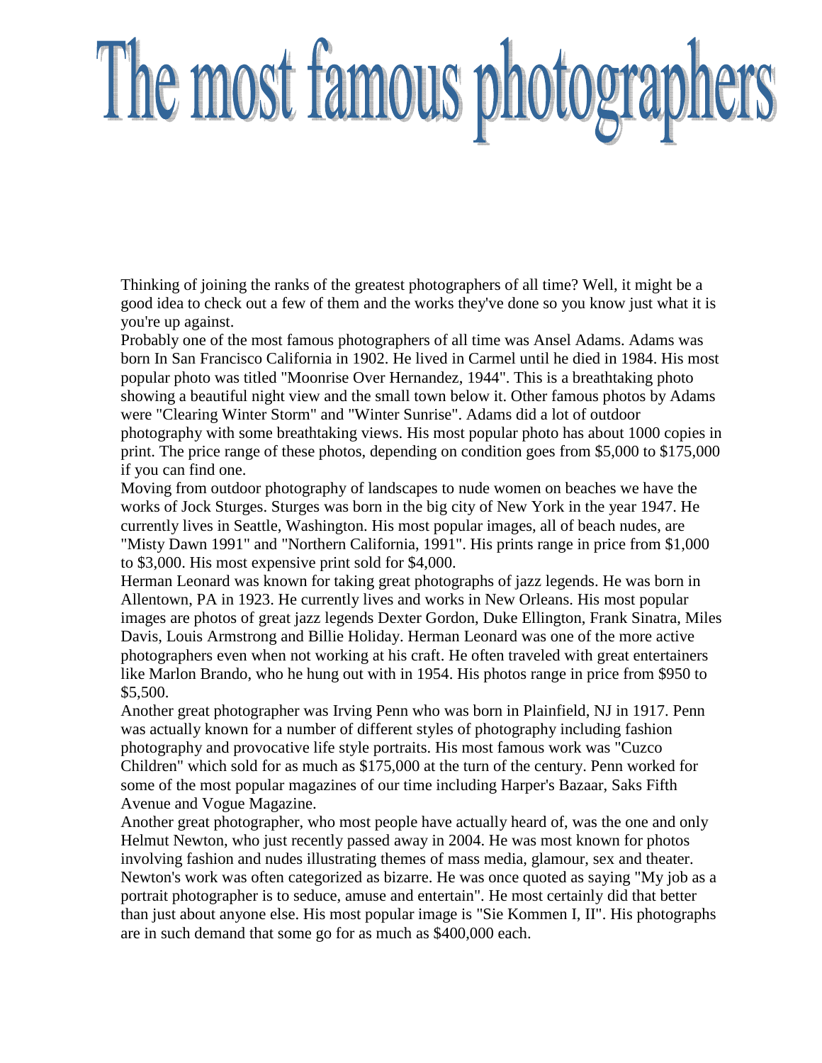# The most famous photographers

Thinking of joining the ranks of the greatest photographers of all time? Well, it might be a good idea to check out a few of them and the works they've done so you know just what it is you're up against.

Probably one of the most famous photographers of all time was Ansel Adams. Adams was born In San Francisco California in 1902. He lived in Carmel until he died in 1984. His most popular photo was titled "Moonrise Over Hernandez, 1944". This is a breathtaking photo showing a beautiful night view and the small town below it. Other famous photos by Adams were "Clearing Winter Storm" and "Winter Sunrise". Adams did a lot of outdoor photography with some breathtaking views. His most popular photo has about 1000 copies in print. The price range of these photos, depending on condition goes from $5,000 to $175,000 if you can find one.

Moving from outdoor photography of landscapes to nude women on beaches we have the works of Jock Sturges. Sturges was born in the big city of New York in the year 1947. He currently lives in Seattle, Washington. His most popular images, all of beach nudes, are "Misty Dawn 1991" and "Northern California, 1991". His prints range in price from $1,000 to $3,000. His most expensive print sold for $4,000.

Herman Leonard was known for taking great photographs of jazz legends. He was born in Allentown, PA in 1923. He currently lives and works in New Orleans. His most popular images are photos of great jazz legends Dexter Gordon, Duke Ellington, Frank Sinatra, Miles Davis, Louis Armstrong and Billie Holiday. Herman Leonard was one of the more active photographers even when not working at his craft. He often traveled with great entertainers like Marlon Brando, who he hung out with in 1954. His photos range in price from $950 to $5,500.

Another great photographer was Irving Penn who was born in Plainfield, NJ in 1917. Penn was actually known for a number of different styles of photography including fashion photography and provocative life style portraits. His most famous work was "Cuzco Children" which sold for as much as $175,000 at the turn of the century. Penn worked for some of the most popular magazines of our time including Harper's Bazaar, Saks Fifth Avenue and Vogue Magazine.

Another great photographer, who most people have actually heard of, was the one and only Helmut Newton, who just recently passed away in 2004. He was most known for photos involving fashion and nudes illustrating themes of mass media, glamour, sex and theater. Newton's work was often categorized as bizarre. He was once quoted as saying "My job as a portrait photographer is to seduce, amuse and entertain". He most certainly did that better than just about anyone else. His most popular image is "Sie Kommen I, II". His photographs are in such demand that some go for as much as $400,000 each.